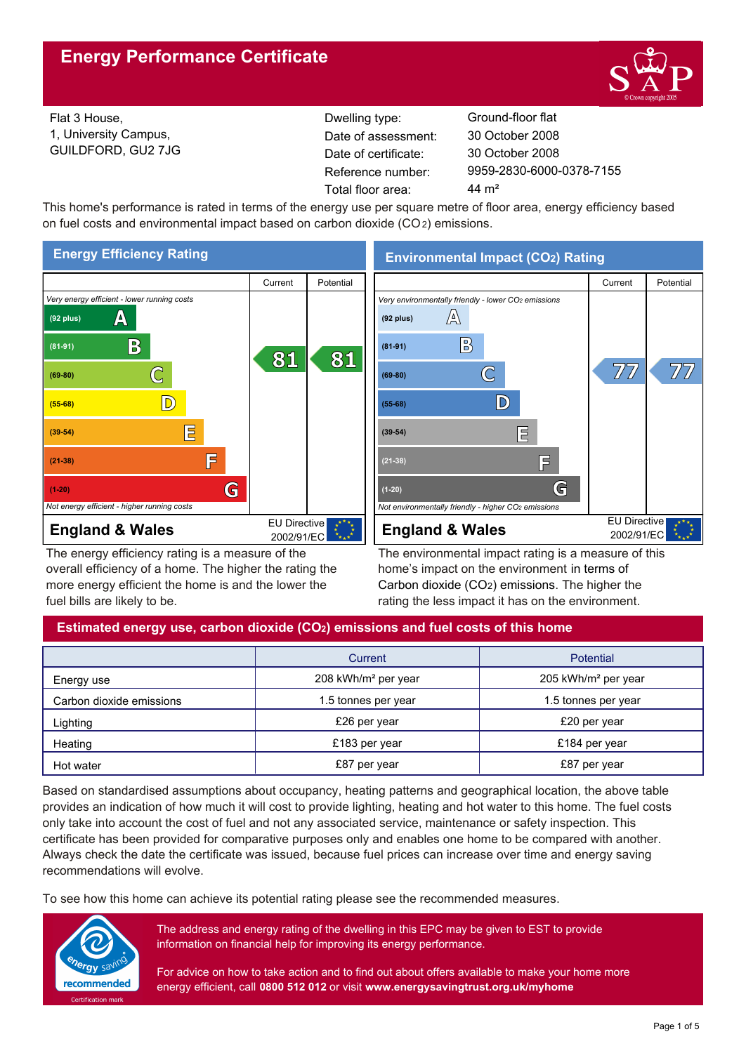# Energy Performance Certificate

Flat 3 House,
1, University Campus,
GUILDFORD, GU2 7JG

| | |
|---|---|
| Dwelling type: | Ground-floor flat |
| Date of assessment: | 30 October 2008 |
| Date of certificate: | 30 October 2008 |
| Reference number: | 9959-2830-6000-0378-7155 |
| Total floor area: | 44 m² |

This home's performance is rated in terms of the energy use per square metre of floor area, energy efficiency based on fuel costs and environmental impact based on carbon dioxide ($CO_2$) emissions.

## Energy Efficiency Rating

| | Current | Potential |
|---|---|---|
| *Very energy efficient - lower running costs* | | |
| (92 plus) A | | |
| (81-91) B | 81 | 81 |
| (69-80) C | | |
| (55-68) D | | |
| (39-54) E | | |
| (21-38) F | | |
| (1-20) G | | |
| *Not energy efficient - higher running costs* | | |

**England & Wales** — EU Directive 2002/91/EC

The energy efficiency rating is a measure of the overall efficiency of a home. The higher the rating the more energy efficient the home is and the lower the fuel bills are likely to be.

## Environmental Impact ($CO_2$) Rating

| | Current | Potential |
|---|---|---|
| *Very environmentally friendly - lower $CO_2$ emissions* | | |
| (92 plus) A | | |
| (81-91) B | | |
| (69-80) C | 77 | 77 |
| (55-68) D | | |
| (39-54) E | | |
| (21-38) F | | |
| (1-20) G | | |
| *Not environmentally friendly - higher $CO_2$ emissions* | | |

**England & Wales** — EU Directive 2002/91/EC

The environmental impact rating is a measure of this home's impact on the environment in terms of Carbon dioxide ($CO_2$) emissions. The higher the rating the less impact it has on the environment.

## Estimated energy use, carbon dioxide ($CO_2$) emissions and fuel costs of this home

| | Current | Potential |
|---|---|---|
| Energy use | 208 kWh/m² per year | 205 kWh/m² per year |
| Carbon dioxide emissions | 1.5 tonnes per year | 1.5 tonnes per year |
| Lighting | £26 per year | £20 per year |
| Heating | £183 per year | £184 per year |
| Hot water | £87 per year | £87 per year |

Based on standardised assumptions about occupancy, heating patterns and geographical location, the above table provides an indication of how much it will cost to provide lighting, heating and hot water to this home. The fuel costs only take into account the cost of fuel and not any associated service, maintenance or safety inspection. This certificate has been provided for comparative purposes only and enables one home to be compared with another. Always check the date the certificate was issued, because fuel prices can increase over time and energy saving recommendations will evolve.

To see how this home can achieve its potential rating please see the recommended measures.

The address and energy rating of the dwelling in this EPC may be given to EST to provide information on financial help for improving its energy performance.

For advice on how to take action and to find out about offers available to make your home more energy efficient, call **0800 512 012** or visit **www.energysavingtrust.org.uk/myhome**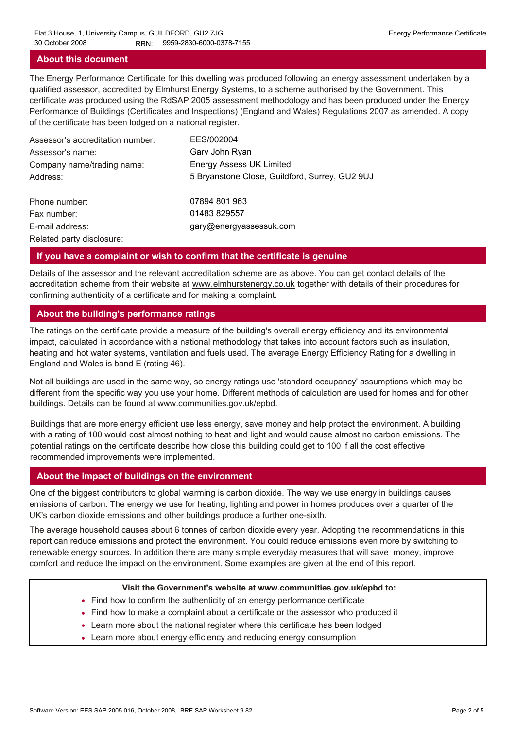## About this document

The Energy Performance Certificate for this dwelling was produced following an energy assessment undertaken by a qualified assessor, accredited by Elmhurst Energy Systems, to a scheme authorised by the Government. This certificate was produced using the RdSAP 2005 assessment methodology and has been produced under the Energy Performance of Buildings (Certificates and Inspections) (England and Wales) Regulations 2007 as amended. A copy of the certificate has been lodged on a national register.

| | |
|---|---|
| Assessor's accreditation number: | EES/002004 |
| Assessor's name: | Gary John Ryan |
| Company name/trading name: | Energy Assess UK Limited |
| Address: | 5 Bryanstone Close, Guildford, Surrey, GU2 9UJ |
| Phone number: | 07894 801 963 |
| Fax number: | 01483 829557 |
| E-mail address: | gary@energyassessuk.com |
| Related party disclosure: | |

## If you have a complaint or wish to confirm that the certificate is genuine

Details of the assessor and the relevant accreditation scheme are as above. You can get contact details of the accreditation scheme from their website at www.elmhurstenergy.co.uk together with details of their procedures for confirming authenticity of a certificate and for making a complaint.

## About the building's performance ratings

The ratings on the certificate provide a measure of the building's overall energy efficiency and its environmental impact, calculated in accordance with a national methodology that takes into account factors such as insulation, heating and hot water systems, ventilation and fuels used. The average Energy Efficiency Rating for a dwelling in England and Wales is band E (rating 46).

Not all buildings are used in the same way, so energy ratings use 'standard occupancy' assumptions which may be different from the specific way you use your home. Different methods of calculation are used for homes and for other buildings. Details can be found at www.communities.gov.uk/epbd.

Buildings that are more energy efficient use less energy, save money and help protect the environment. A building with a rating of 100 would cost almost nothing to heat and light and would cause almost no carbon emissions. The potential ratings on the certificate describe how close this building could get to 100 if all the cost effective recommended improvements were implemented.

## About the impact of buildings on the environment

One of the biggest contributors to global warming is carbon dioxide. The way we use energy in buildings causes emissions of carbon. The energy we use for heating, lighting and power in homes produces over a quarter of the UK's carbon dioxide emissions and other buildings produce a further one-sixth.

The average household causes about 6 tonnes of carbon dioxide every year. Adopting the recommendations in this report can reduce emissions and protect the environment. You could reduce emissions even more by switching to renewable energy sources. In addition there are many simple everyday measures that will save money, improve comfort and reduce the impact on the environment. Some examples are given at the end of this report.

**Visit the Government's website at www.communities.gov.uk/epbd to:**

- Find how to confirm the authenticity of an energy performance certificate
- Find how to make a complaint about a certificate or the assessor who produced it
- Learn more about the national register where this certificate has been lodged
- Learn more about energy efficiency and reducing energy consumption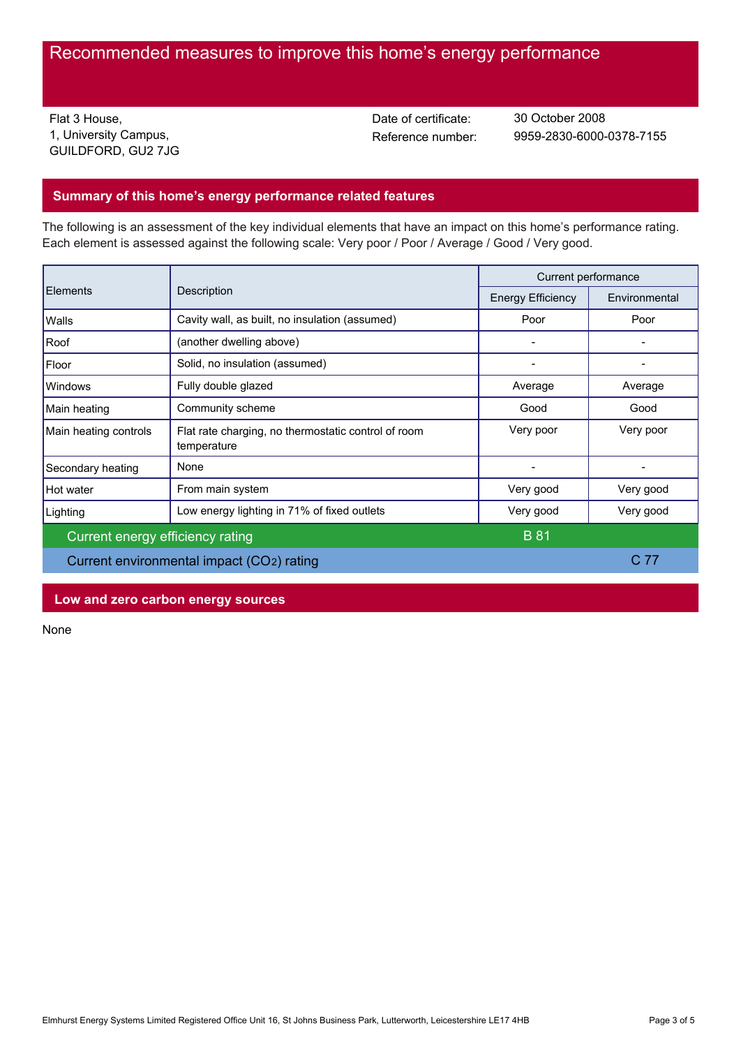# Recommended measures to improve this home's energy performance

Flat 3 House,
1, University Campus,
GUILDFORD, GU2 7JG

Date of certificate: 30 October 2008
Reference number: 9959-2830-6000-0378-7155

## Summary of this home's energy performance related features

The following is an assessment of the key individual elements that have an impact on this home's performance rating. Each element is assessed against the following scale: Very poor / Poor / Average / Good / Very good.

| Elements | Description | Current performance | |
|---|---|---|---|
| | | Energy Efficiency | Environmental |
| Walls | Cavity wall, as built, no insulation (assumed) | Poor | Poor |
| Roof | (another dwelling above) | - | - |
| Floor | Solid, no insulation (assumed) | - | - |
| Windows | Fully double glazed | Average | Average |
| Main heating | Community scheme | Good | Good |
| Main heating controls | Flat rate charging, no thermostatic control of room temperature | Very poor | Very poor |
| Secondary heating | None | - | - |
| Hot water | From main system | Very good | Very good |
| Lighting | Low energy lighting in 71% of fixed outlets | Very good | Very good |
| Current energy efficiency rating | | B 81 | |
| Current environmental impact ($CO_2$) rating | | | C 77 |

## Low and zero carbon energy sources

None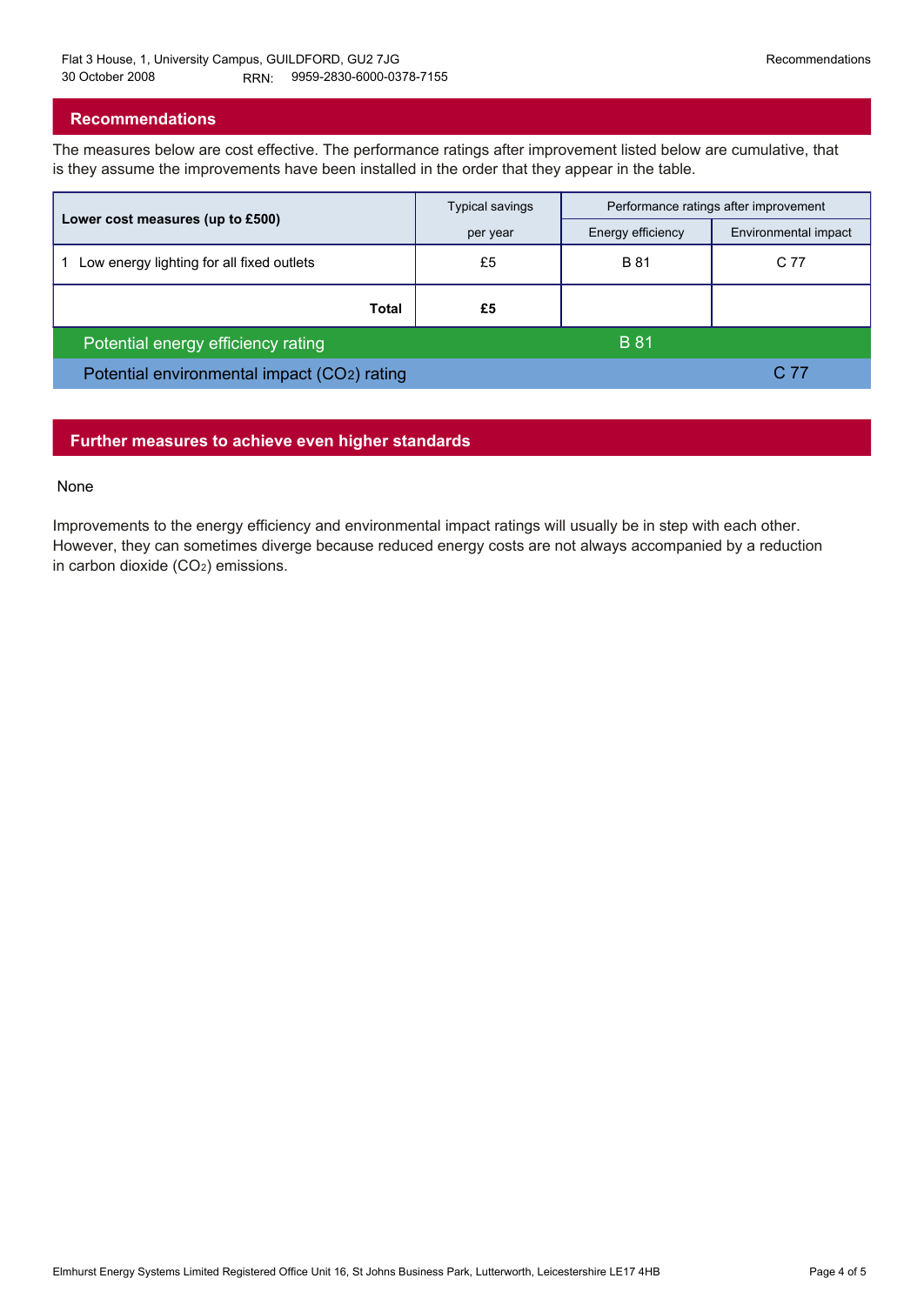## Recommendations

The measures below are cost effective. The performance ratings after improvement listed below are cumulative, that is they assume the improvements have been installed in the order that they appear in the table.

| Lower cost measures (up to £500) | Typical savings per year | Performance ratings after improvement | |
|---|---|---|---|
| | | Energy efficiency | Environmental impact |
| 1 Low energy lighting for all fixed outlets | £5 | B 81 | C 77 |
| **Total** | **£5** | | |
| Potential energy efficiency rating | | B 81 | |
| Potential environmental impact ($CO_2$) rating | | | C 77 |

## Further measures to achieve even higher standards

None

Improvements to the energy efficiency and environmental impact ratings will usually be in step with each other. However, they can sometimes diverge because reduced energy costs are not always accompanied by a reduction in carbon dioxide ($CO_2$) emissions.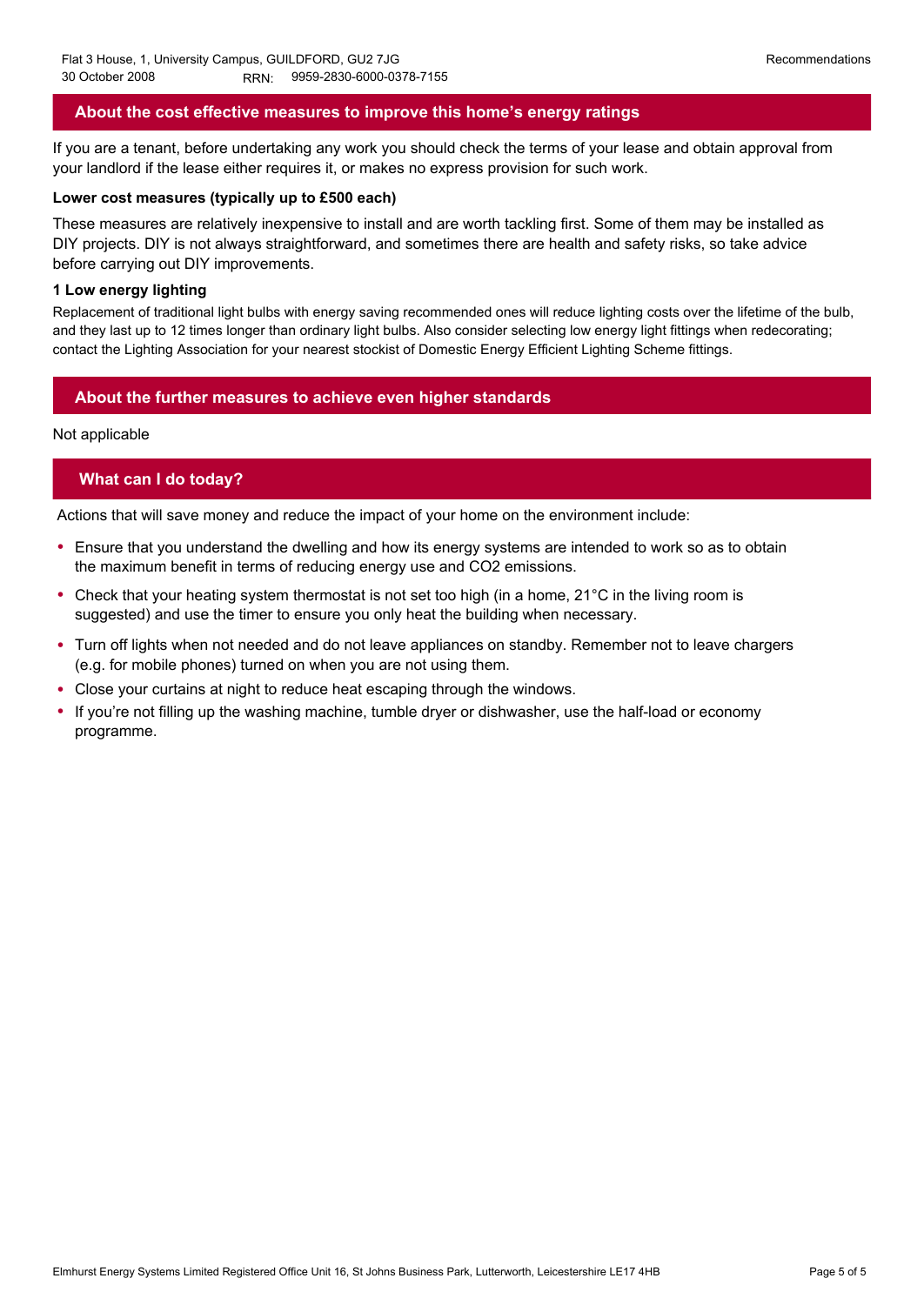## About the cost effective measures to improve this home's energy ratings

If you are a tenant, before undertaking any work you should check the terms of your lease and obtain approval from your landlord if the lease either requires it, or makes no express provision for such work.

**Lower cost measures (typically up to £500 each)**

These measures are relatively inexpensive to install and are worth tackling first. Some of them may be installed as DIY projects. DIY is not always straightforward, and sometimes there are health and safety risks, so take advice before carrying out DIY improvements.

**1 Low energy lighting**

Replacement of traditional light bulbs with energy saving recommended ones will reduce lighting costs over the lifetime of the bulb, and they last up to 12 times longer than ordinary light bulbs. Also consider selecting low energy light fittings when redecorating; contact the Lighting Association for your nearest stockist of Domestic Energy Efficient Lighting Scheme fittings.

## About the further measures to achieve even higher standards

Not applicable

## What can I do today?

Actions that will save money and reduce the impact of your home on the environment include:

- Ensure that you understand the dwelling and how its energy systems are intended to work so as to obtain the maximum benefit in terms of reducing energy use and $CO_2$ emissions.
- Check that your heating system thermostat is not set too high (in a home, 21°C in the living room is suggested) and use the timer to ensure you only heat the building when necessary.
- Turn off lights when not needed and do not leave appliances on standby. Remember not to leave chargers (e.g. for mobile phones) turned on when you are not using them.
- Close your curtains at night to reduce heat escaping through the windows.
- If you're not filling up the washing machine, tumble dryer or dishwasher, use the half-load or economy programme.